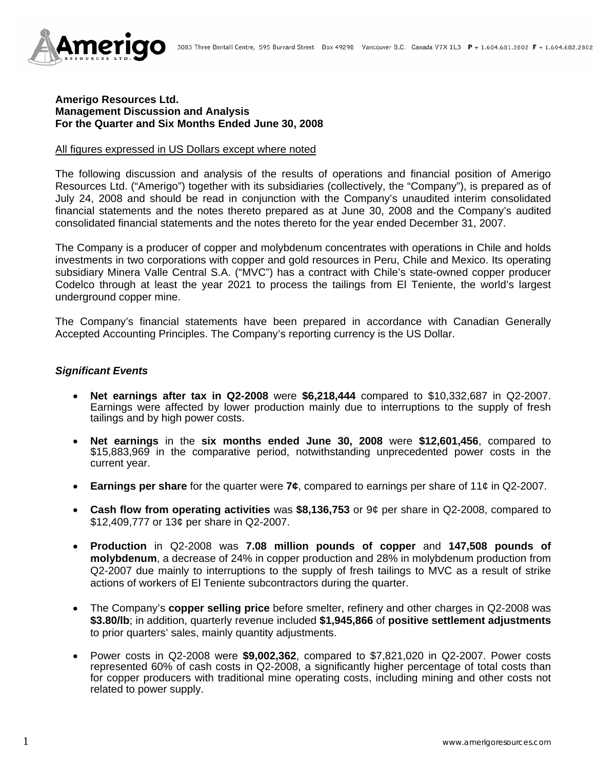**Amerigo Resources Ltd.**
**Management Discussion and Analysis**
**For the Quarter and Six Months Ended June 30, 2008**

All figures expressed in US Dollars except where noted

The following discussion and analysis of the results of operations and financial position of Amerigo Resources Ltd. ("Amerigo") together with its subsidiaries (collectively, the "Company"), is prepared as of July 24, 2008 and should be read in conjunction with the Company's unaudited interim consolidated financial statements and the notes thereto prepared as at June 30, 2008 and the Company's audited consolidated financial statements and the notes thereto for the year ended December 31, 2007.

The Company is a producer of copper and molybdenum concentrates with operations in Chile and holds investments in two corporations with copper and gold resources in Peru, Chile and Mexico. Its operating subsidiary Minera Valle Central S.A. ("MVC") has a contract with Chile's state-owned copper producer Codelco through at least the year 2021 to process the tailings from El Teniente, the world's largest underground copper mine.

The Company's financial statements have been prepared in accordance with Canadian Generally Accepted Accounting Principles. The Company's reporting currency is the US Dollar.

### *Significant Events*

- **Net earnings after tax in Q2-2008** were **$6,218,444** compared to $10,332,687 in Q2-2007. Earnings were affected by lower production mainly due to interruptions to the supply of fresh tailings and by high power costs.
- **Net earnings** in the **six months ended June 30, 2008** were **$12,601,456**, compared to $15,883,969 in the comparative period, notwithstanding unprecedented power costs in the current year.
- **Earnings per share** for the quarter were **7¢**, compared to earnings per share of 11¢ in Q2-2007.
- **Cash flow from operating activities** was **$8,136,753** or 9¢ per share in Q2-2008, compared to $12,409,777 or 13¢ per share in Q2-2007.
- **Production** in Q2-2008 was **7.08 million pounds of copper** and **147,508 pounds of molybdenum**, a decrease of 24% in copper production and 28% in molybdenum production from Q2-2007 due mainly to interruptions to the supply of fresh tailings to MVC as a result of strike actions of workers of El Teniente subcontractors during the quarter.
- The Company's **copper selling price** before smelter, refinery and other charges in Q2-2008 was **$3.80/lb**; in addition, quarterly revenue included **$1,945,866** of **positive settlement adjustments** to prior quarters' sales, mainly quantity adjustments.
- Power costs in Q2-2008 were **$9,002,362**, compared to $7,821,020 in Q2-2007. Power costs represented 60% of cash costs in Q2-2008, a significantly higher percentage of total costs than for copper producers with traditional mine operating costs, including mining and other costs not related to power supply.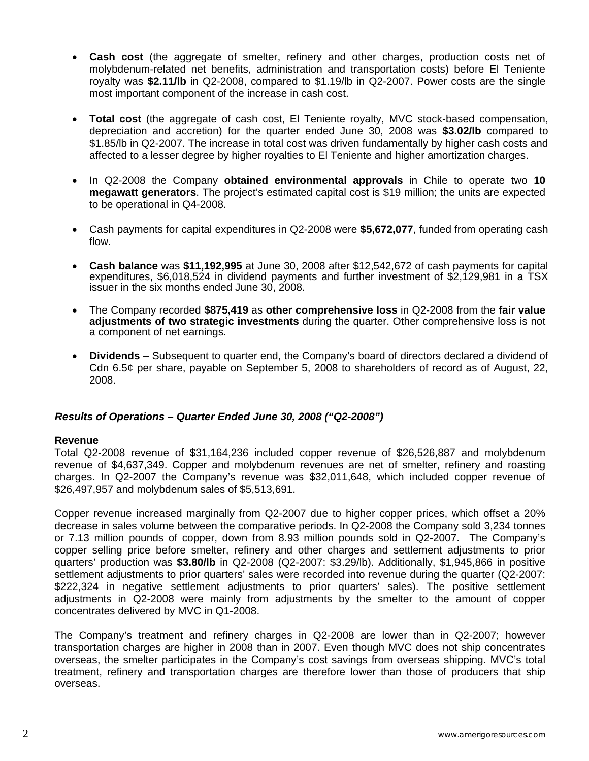- **Cash cost** (the aggregate of smelter, refinery and other charges, production costs net of molybdenum-related net benefits, administration and transportation costs) before El Teniente royalty was **$2.11/lb** in Q2-2008, compared to $1.19/lb in Q2-2007. Power costs are the single most important component of the increase in cash cost.

- **Total cost** (the aggregate of cash cost, El Teniente royalty, MVC stock-based compensation, depreciation and accretion) for the quarter ended June 30, 2008 was **$3.02/lb** compared to $1.85/lb in Q2-2007. The increase in total cost was driven fundamentally by higher cash costs and affected to a lesser degree by higher royalties to El Teniente and higher amortization charges.

- In Q2-2008 the Company **obtained environmental approvals** in Chile to operate two **10 megawatt generators**. The project's estimated capital cost is $19 million; the units are expected to be operational in Q4-2008.

- Cash payments for capital expenditures in Q2-2008 were **$5,672,077**, funded from operating cash flow.

- **Cash balance** was **$11,192,995** at June 30, 2008 after $12,542,672 of cash payments for capital expenditures, $6,018,524 in dividend payments and further investment of $2,129,981 in a TSX issuer in the six months ended June 30, 2008.

- The Company recorded **$875,419** as **other comprehensive loss** in Q2-2008 from the **fair value adjustments of two strategic investments** during the quarter. Other comprehensive loss is not a component of net earnings.

- **Dividends** – Subsequent to quarter end, the Company's board of directors declared a dividend of Cdn 6.5¢ per share, payable on September 5, 2008 to shareholders of record as of August, 22, 2008.

### *Results of Operations – Quarter Ended June 30, 2008 ("Q2-2008")*

**Revenue**

Total Q2-2008 revenue of $31,164,236 included copper revenue of $26,526,887 and molybdenum revenue of $4,637,349. Copper and molybdenum revenues are net of smelter, refinery and roasting charges. In Q2-2007 the Company's revenue was $32,011,648, which included copper revenue of $26,497,957 and molybdenum sales of $5,513,691.

Copper revenue increased marginally from Q2-2007 due to higher copper prices, which offset a 20% decrease in sales volume between the comparative periods. In Q2-2008 the Company sold 3,234 tonnes or 7.13 million pounds of copper, down from 8.93 million pounds sold in Q2-2007. The Company's copper selling price before smelter, refinery and other charges and settlement adjustments to prior quarters' production was **$3.80/lb** in Q2-2008 (Q2-2007: $3.29/lb). Additionally, $1,945,866 in positive settlement adjustments to prior quarters' sales were recorded into revenue during the quarter (Q2-2007: $222,324 in negative settlement adjustments to prior quarters' sales). The positive settlement adjustments in Q2-2008 were mainly from adjustments by the smelter to the amount of copper concentrates delivered by MVC in Q1-2008.

The Company's treatment and refinery charges in Q2-2008 are lower than in Q2-2007; however transportation charges are higher in 2008 than in 2007. Even though MVC does not ship concentrates overseas, the smelter participates in the Company's cost savings from overseas shipping. MVC's total treatment, refinery and transportation charges are therefore lower than those of producers that ship overseas.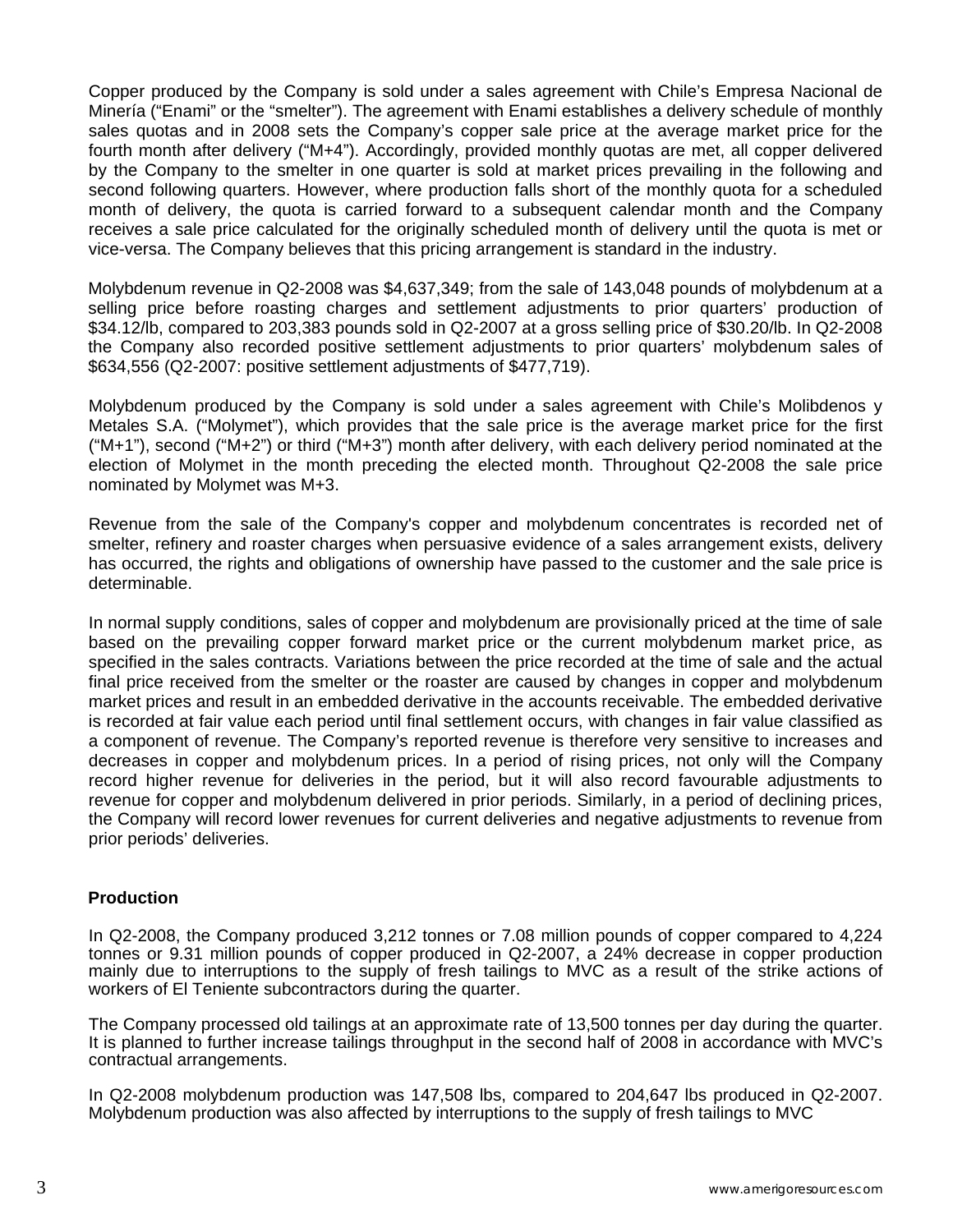Copper produced by the Company is sold under a sales agreement with Chile's Empresa Nacional de Minería ("Enami" or the "smelter"). The agreement with Enami establishes a delivery schedule of monthly sales quotas and in 2008 sets the Company's copper sale price at the average market price for the fourth month after delivery ("M+4"). Accordingly, provided monthly quotas are met, all copper delivered by the Company to the smelter in one quarter is sold at market prices prevailing in the following and second following quarters. However, where production falls short of the monthly quota for a scheduled month of delivery, the quota is carried forward to a subsequent calendar month and the Company receives a sale price calculated for the originally scheduled month of delivery until the quota is met or vice-versa. The Company believes that this pricing arrangement is standard in the industry.

Molybdenum revenue in Q2-2008 was $4,637,349; from the sale of 143,048 pounds of molybdenum at a selling price before roasting charges and settlement adjustments to prior quarters' production of $34.12/lb, compared to 203,383 pounds sold in Q2-2007 at a gross selling price of $30.20/lb. In Q2-2008 the Company also recorded positive settlement adjustments to prior quarters' molybdenum sales of $634,556 (Q2-2007: positive settlement adjustments of $477,719).

Molybdenum produced by the Company is sold under a sales agreement with Chile's Molibdenos y Metales S.A. ("Molymet"), which provides that the sale price is the average market price for the first ("M+1"), second ("M+2") or third ("M+3") month after delivery, with each delivery period nominated at the election of Molymet in the month preceding the elected month. Throughout Q2-2008 the sale price nominated by Molymet was M+3.

Revenue from the sale of the Company's copper and molybdenum concentrates is recorded net of smelter, refinery and roaster charges when persuasive evidence of a sales arrangement exists, delivery has occurred, the rights and obligations of ownership have passed to the customer and the sale price is determinable.

In normal supply conditions, sales of copper and molybdenum are provisionally priced at the time of sale based on the prevailing copper forward market price or the current molybdenum market price, as specified in the sales contracts. Variations between the price recorded at the time of sale and the actual final price received from the smelter or the roaster are caused by changes in copper and molybdenum market prices and result in an embedded derivative in the accounts receivable. The embedded derivative is recorded at fair value each period until final settlement occurs, with changes in fair value classified as a component of revenue. The Company's reported revenue is therefore very sensitive to increases and decreases in copper and molybdenum prices. In a period of rising prices, not only will the Company record higher revenue for deliveries in the period, but it will also record favourable adjustments to revenue for copper and molybdenum delivered in prior periods. Similarly, in a period of declining prices, the Company will record lower revenues for current deliveries and negative adjustments to revenue from prior periods' deliveries.

## Production

In Q2-2008, the Company produced 3,212 tonnes or 7.08 million pounds of copper compared to 4,224 tonnes or 9.31 million pounds of copper produced in Q2-2007, a 24% decrease in copper production mainly due to interruptions to the supply of fresh tailings to MVC as a result of the strike actions of workers of El Teniente subcontractors during the quarter.

The Company processed old tailings at an approximate rate of 13,500 tonnes per day during the quarter. It is planned to further increase tailings throughput in the second half of 2008 in accordance with MVC's contractual arrangements.

In Q2-2008 molybdenum production was 147,508 lbs, compared to 204,647 lbs produced in Q2-2007. Molybdenum production was also affected by interruptions to the supply of fresh tailings to MVC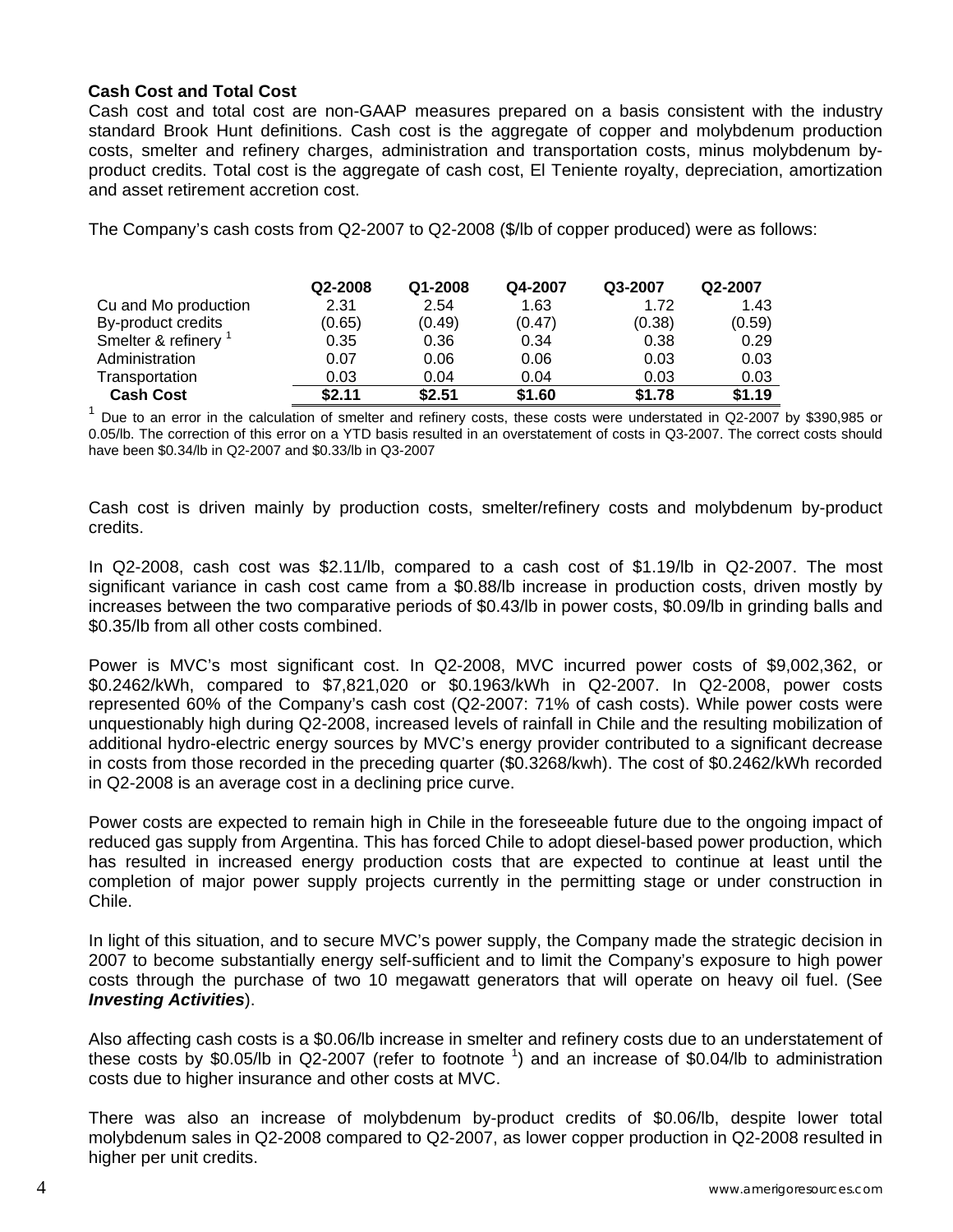### Cash Cost and Total Cost

Cash cost and total cost are non-GAAP measures prepared on a basis consistent with the industry standard Brook Hunt definitions. Cash cost is the aggregate of copper and molybdenum production costs, smelter and refinery charges, administration and transportation costs, minus molybdenum by-product credits. Total cost is the aggregate of cash cost, El Teniente royalty, depreciation, amortization and asset retirement accretion cost.

The Company's cash costs from Q2-2007 to Q2-2008 ($/lb of copper produced) were as follows:

| | Q2-2008 | Q1-2008 | Q4-2007 | Q3-2007 | Q2-2007 |
|---|---|---|---|---|---|
| Cu and Mo production | 2.31 | 2.54 | 1.63 | 1.72 | 1.43 |
| By-product credits | (0.65) | (0.49) | (0.47) | (0.38) | (0.59) |
| Smelter & refinery [1] | 0.35 | 0.36 | 0.34 | 0.38 | 0.29 |
| Administration | 0.07 | 0.06 | 0.06 | 0.03 | 0.03 |
| Transportation | 0.03 | 0.04 | 0.04 | 0.03 | 0.03 |
| **Cash Cost** | **$2.11** | **$2.51** | **$1.60** | **$1.78** | **$1.19** |

[1] Due to an error in the calculation of smelter and refinery costs, these costs were understated in Q2-2007 by $390,985 or 0.05/lb. The correction of this error on a YTD basis resulted in an overstatement of costs in Q3-2007. The correct costs should have been $0.34/lb in Q2-2007 and $0.33/lb in Q3-2007

Cash cost is driven mainly by production costs, smelter/refinery costs and molybdenum by-product credits.

In Q2-2008, cash cost was $2.11/lb, compared to a cash cost of $1.19/lb in Q2-2007. The most significant variance in cash cost came from a $0.88/lb increase in production costs, driven mostly by increases between the two comparative periods of $0.43/lb in power costs, $0.09/lb in grinding balls and $0.35/lb from all other costs combined.

Power is MVC's most significant cost. In Q2-2008, MVC incurred power costs of $9,002,362, or $0.2462/kWh, compared to $7,821,020 or $0.1963/kWh in Q2-2007. In Q2-2008, power costs represented 60% of the Company's cash cost (Q2-2007: 71% of cash costs). While power costs were unquestionably high during Q2-2008, increased levels of rainfall in Chile and the resulting mobilization of additional hydro-electric energy sources by MVC's energy provider contributed to a significant decrease in costs from those recorded in the preceding quarter ($0.3268/kwh). The cost of $0.2462/kWh recorded in Q2-2008 is an average cost in a declining price curve.

Power costs are expected to remain high in Chile in the foreseeable future due to the ongoing impact of reduced gas supply from Argentina. This has forced Chile to adopt diesel-based power production, which has resulted in increased energy production costs that are expected to continue at least until the completion of major power supply projects currently in the permitting stage or under construction in Chile.

In light of this situation, and to secure MVC's power supply, the Company made the strategic decision in 2007 to become substantially energy self-sufficient and to limit the Company's exposure to high power costs through the purchase of two 10 megawatt generators that will operate on heavy oil fuel. (See ***Investing Activities***).

Also affecting cash costs is a $0.06/lb increase in smelter and refinery costs due to an understatement of these costs by $0.05/lb in Q2-2007 (refer to footnote [1]) and an increase of $0.04/lb to administration costs due to higher insurance and other costs at MVC.

There was also an increase of molybdenum by-product credits of $0.06/lb, despite lower total molybdenum sales in Q2-2008 compared to Q2-2007, as lower copper production in Q2-2008 resulted in higher per unit credits.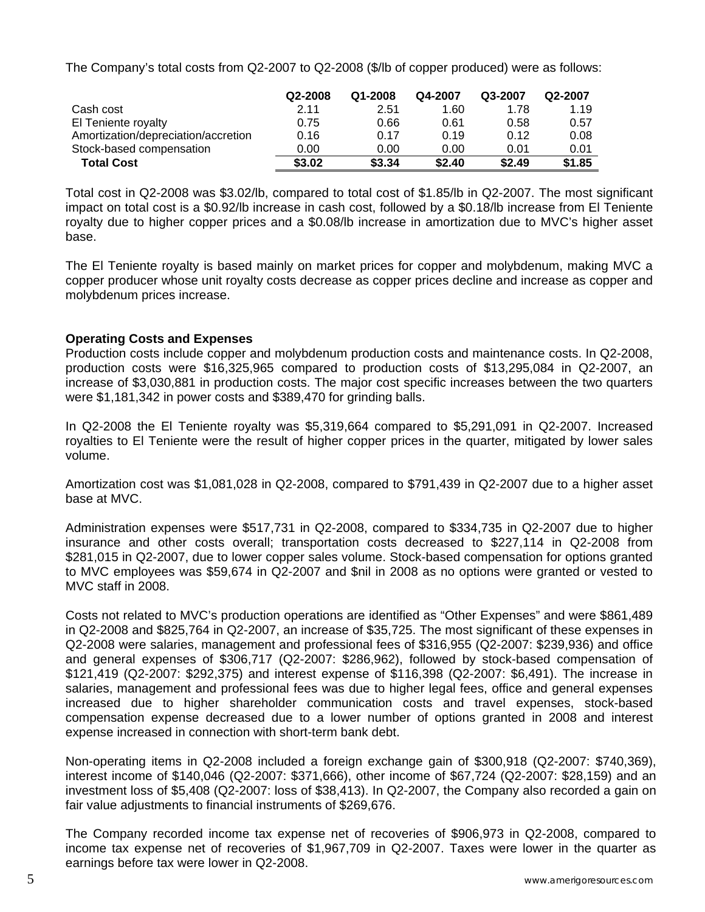The Company's total costs from Q2-2007 to Q2-2008 ($/lb of copper produced) were as follows:

| | Q2-2008 | Q1-2008 | Q4-2007 | Q3-2007 | Q2-2007 |
|---|---|---|---|---|---|
| Cash cost | 2.11 | 2.51 | 1.60 | 1.78 | 1.19 |
| El Teniente royalty | 0.75 | 0.66 | 0.61 | 0.58 | 0.57 |
| Amortization/depreciation/accretion | 0.16 | 0.17 | 0.19 | 0.12 | 0.08 |
| Stock-based compensation | 0.00 | 0.00 | 0.00 | 0.01 | 0.01 |
| **Total Cost** | **$3.02** | **$3.34** | **$2.40** | **$2.49** | **$1.85** |

Total cost in Q2-2008 was $3.02/lb, compared to total cost of $1.85/lb in Q2-2007. The most significant impact on total cost is a $0.92/lb increase in cash cost, followed by a $0.18/lb increase from El Teniente royalty due to higher copper prices and a $0.08/lb increase in amortization due to MVC's higher asset base.

The El Teniente royalty is based mainly on market prices for copper and molybdenum, making MVC a copper producer whose unit royalty costs decrease as copper prices decline and increase as copper and molybdenum prices increase.

**Operating Costs and Expenses**

Production costs include copper and molybdenum production costs and maintenance costs. In Q2-2008, production costs were $16,325,965 compared to production costs of $13,295,084 in Q2-2007, an increase of $3,030,881 in production costs. The major cost specific increases between the two quarters were $1,181,342 in power costs and $389,470 for grinding balls.

In Q2-2008 the El Teniente royalty was $5,319,664 compared to $5,291,091 in Q2-2007. Increased royalties to El Teniente were the result of higher copper prices in the quarter, mitigated by lower sales volume.

Amortization cost was $1,081,028 in Q2-2008, compared to $791,439 in Q2-2007 due to a higher asset base at MVC.

Administration expenses were $517,731 in Q2-2008, compared to $334,735 in Q2-2007 due to higher insurance and other costs overall; transportation costs decreased to $227,114 in Q2-2008 from $281,015 in Q2-2007, due to lower copper sales volume. Stock-based compensation for options granted to MVC employees was $59,674 in Q2-2007 and $nil in 2008 as no options were granted or vested to MVC staff in 2008.

Costs not related to MVC's production operations are identified as "Other Expenses" and were $861,489 in Q2-2008 and $825,764 in Q2-2007, an increase of $35,725. The most significant of these expenses in Q2-2008 were salaries, management and professional fees of $316,955 (Q2-2007: $239,936) and office and general expenses of $306,717 (Q2-2007: $286,962), followed by stock-based compensation of $121,419 (Q2-2007: $292,375) and interest expense of $116,398 (Q2-2007: $6,491). The increase in salaries, management and professional fees was due to higher legal fees, office and general expenses increased due to higher shareholder communication costs and travel expenses, stock-based compensation expense decreased due to a lower number of options granted in 2008 and interest expense increased in connection with short-term bank debt.

Non-operating items in Q2-2008 included a foreign exchange gain of $300,918 (Q2-2007: $740,369), interest income of $140,046 (Q2-2007: $371,666), other income of $67,724 (Q2-2007: $28,159) and an investment loss of $5,408 (Q2-2007: loss of $38,413). In Q2-2007, the Company also recorded a gain on fair value adjustments to financial instruments of $269,676.

The Company recorded income tax expense net of recoveries of $906,973 in Q2-2008, compared to income tax expense net of recoveries of $1,967,709 in Q2-2007. Taxes were lower in the quarter as earnings before tax were lower in Q2-2008.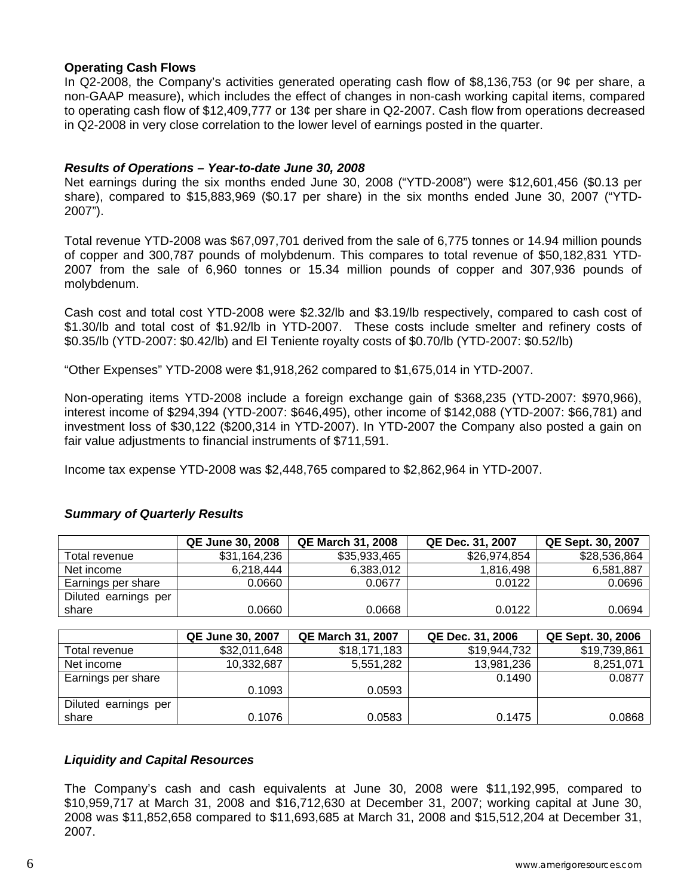**Operating Cash Flows**

In Q2-2008, the Company's activities generated operating cash flow of $8,136,753 (or 9¢ per share, a non-GAAP measure), which includes the effect of changes in non-cash working capital items, compared to operating cash flow of $12,409,777 or 13¢ per share in Q2-2007. Cash flow from operations decreased in Q2-2008 in very close correlation to the lower level of earnings posted in the quarter.

***Results of Operations – Year-to-date June 30, 2008***

Net earnings during the six months ended June 30, 2008 ("YTD-2008") were $12,601,456 ($0.13 per share), compared to $15,883,969 ($0.17 per share) in the six months ended June 30, 2007 ("YTD-2007").

Total revenue YTD-2008 was $67,097,701 derived from the sale of 6,775 tonnes or 14.94 million pounds of copper and 300,787 pounds of molybdenum. This compares to total revenue of $50,182,831 YTD-2007 from the sale of 6,960 tonnes or 15.34 million pounds of copper and 307,936 pounds of molybdenum.

Cash cost and total cost YTD-2008 were $2.32/lb and $3.19/lb respectively, compared to cash cost of $1.30/lb and total cost of $1.92/lb in YTD-2007. These costs include smelter and refinery costs of $0.35/lb (YTD-2007: $0.42/lb) and El Teniente royalty costs of $0.70/lb (YTD-2007: $0.52/lb)

"Other Expenses" YTD-2008 were $1,918,262 compared to $1,675,014 in YTD-2007.

Non-operating items YTD-2008 include a foreign exchange gain of $368,235 (YTD-2007: $970,966), interest income of $294,394 (YTD-2007: $646,495), other income of $142,088 (YTD-2007: $66,781) and investment loss of $30,122 ($200,314 in YTD-2007). In YTD-2007 the Company also posted a gain on fair value adjustments to financial instruments of $711,591.

Income tax expense YTD-2008 was $2,448,765 compared to $2,862,964 in YTD-2007.

***Summary of Quarterly Results***

| | QE June 30, 2008 | QE March 31, 2008 | QE Dec. 31, 2007 | QE Sept. 30, 2007 |
|---|---|---|---|---|
| Total revenue | $31,164,236 | $35,933,465 | $26,974,854 | $28,536,864 |
| Net income | 6,218,444 | 6,383,012 | 1,816,498 | 6,581,887 |
| Earnings per share | 0.0660 | 0.0677 | 0.0122 | 0.0696 |
| Diluted earnings per share | 0.0660 | 0.0668 | 0.0122 | 0.0694 |

| | QE June 30, 2007 | QE March 31, 2007 | QE Dec. 31, 2006 | QE Sept. 30, 2006 |
|---|---|---|---|---|
| Total revenue | $32,011,648 | $18,171,183 | $19,944,732 | $19,739,861 |
| Net income | 10,332,687 | 5,551,282 | 13,981,236 | 8,251,071 |
| Earnings per share | 0.1093 | 0.0593 | 0.1490 | 0.0877 |
| Diluted earnings per share | 0.1076 | 0.0583 | 0.1475 | 0.0868 |

***Liquidity and Capital Resources***

The Company's cash and cash equivalents at June 30, 2008 were $11,192,995, compared to $10,959,717 at March 31, 2008 and $16,712,630 at December 31, 2007; working capital at June 30, 2008 was $11,852,658 compared to $11,693,685 at March 31, 2008 and $15,512,204 at December 31, 2007.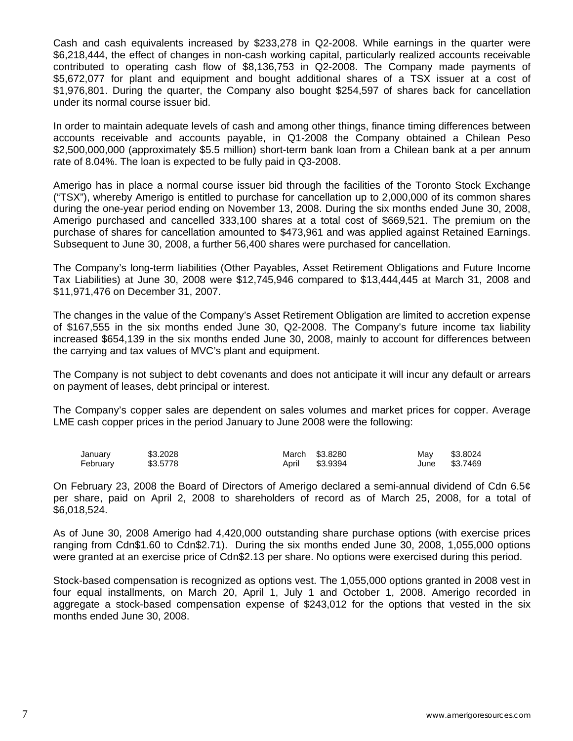Cash and cash equivalents increased by $233,278 in Q2-2008. While earnings in the quarter were $6,218,444, the effect of changes in non-cash working capital, particularly realized accounts receivable contributed to operating cash flow of $8,136,753 in Q2-2008. The Company made payments of $5,672,077 for plant and equipment and bought additional shares of a TSX issuer at a cost of $1,976,801. During the quarter, the Company also bought $254,597 of shares back for cancellation under its normal course issuer bid.

In order to maintain adequate levels of cash and among other things, finance timing differences between accounts receivable and accounts payable, in Q1-2008 the Company obtained a Chilean Peso $2,500,000,000 (approximately $5.5 million) short-term bank loan from a Chilean bank at a per annum rate of 8.04%. The loan is expected to be fully paid in Q3-2008.

Amerigo has in place a normal course issuer bid through the facilities of the Toronto Stock Exchange ("TSX"), whereby Amerigo is entitled to purchase for cancellation up to 2,000,000 of its common shares during the one-year period ending on November 13, 2008. During the six months ended June 30, 2008, Amerigo purchased and cancelled 333,100 shares at a total cost of $669,521. The premium on the purchase of shares for cancellation amounted to $473,961 and was applied against Retained Earnings. Subsequent to June 30, 2008, a further 56,400 shares were purchased for cancellation.

The Company's long-term liabilities (Other Payables, Asset Retirement Obligations and Future Income Tax Liabilities) at June 30, 2008 were $12,745,946 compared to $13,444,445 at March 31, 2008 and $11,971,476 on December 31, 2007.

The changes in the value of the Company's Asset Retirement Obligation are limited to accretion expense of $167,555 in the six months ended June 30, Q2-2008. The Company's future income tax liability increased $654,139 in the six months ended June 30, 2008, mainly to account for differences between the carrying and tax values of MVC's plant and equipment.

The Company is not subject to debt covenants and does not anticipate it will incur any default or arrears on payment of leases, debt principal or interest.

The Company's copper sales are dependent on sales volumes and market prices for copper. Average LME cash copper prices in the period January to June 2008 were the following:

| | | | | | |
|---|---|---|---|---|---|
| January | $3.2028 | March | $3.8280 | May | $3.8024 |
| February | $3.5778 | April | $3.9394 | June | $3.7469 |

On February 23, 2008 the Board of Directors of Amerigo declared a semi-annual dividend of Cdn 6.5¢ per share, paid on April 2, 2008 to shareholders of record as of March 25, 2008, for a total of $6,018,524.

As of June 30, 2008 Amerigo had 4,420,000 outstanding share purchase options (with exercise prices ranging from Cdn$1.60 to Cdn$2.71). During the six months ended June 30, 2008, 1,055,000 options were granted at an exercise price of Cdn$2.13 per share. No options were exercised during this period.

Stock-based compensation is recognized as options vest. The 1,055,000 options granted in 2008 vest in four equal installments, on March 20, April 1, July 1 and October 1, 2008. Amerigo recorded in aggregate a stock-based compensation expense of $243,012 for the options that vested in the six months ended June 30, 2008.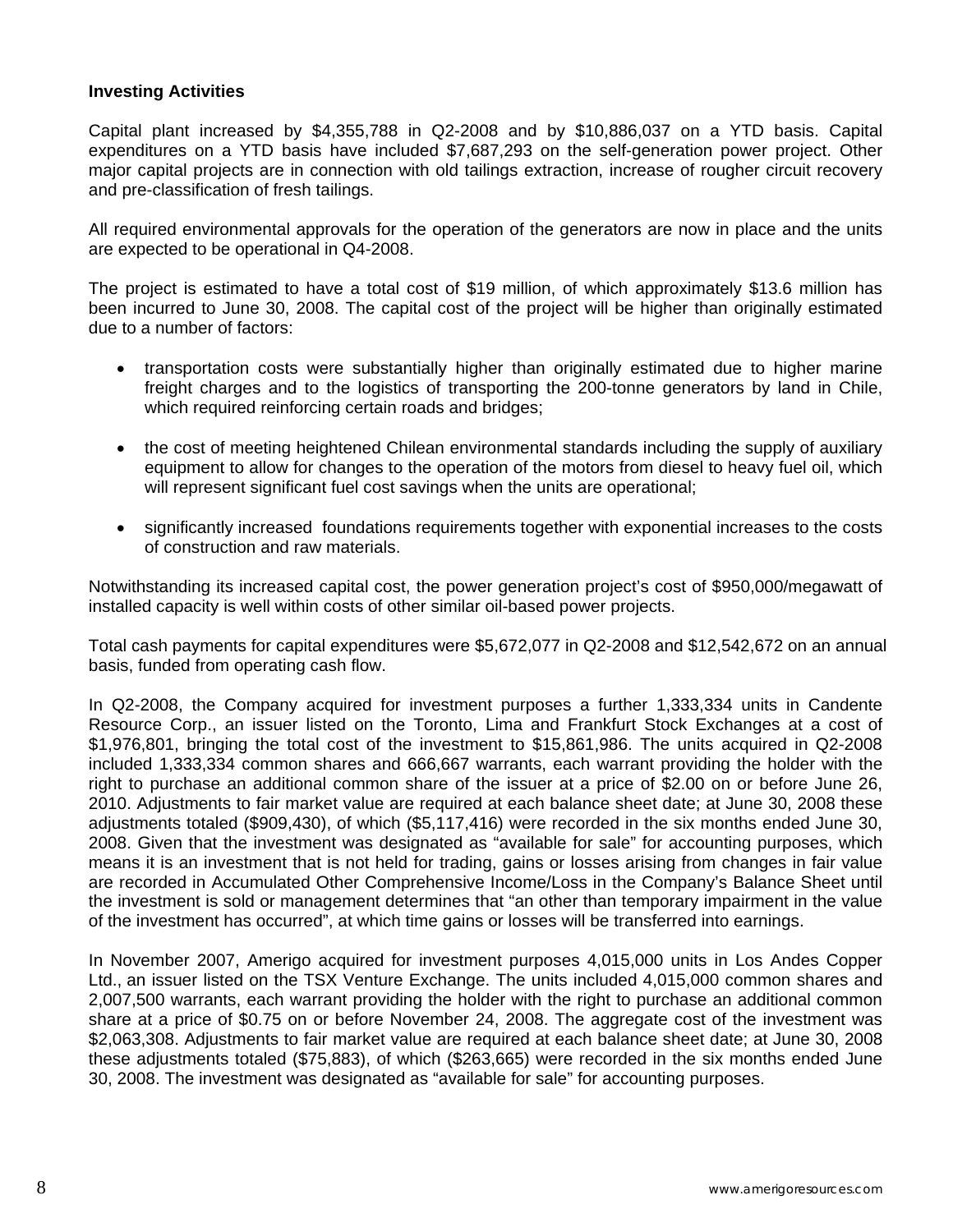**Investing Activities**

Capital plant increased by $4,355,788 in Q2-2008 and by $10,886,037 on a YTD basis. Capital expenditures on a YTD basis have included $7,687,293 on the self-generation power project. Other major capital projects are in connection with old tailings extraction, increase of rougher circuit recovery and pre-classification of fresh tailings.

All required environmental approvals for the operation of the generators are now in place and the units are expected to be operational in Q4-2008.

The project is estimated to have a total cost of $19 million, of which approximately $13.6 million has been incurred to June 30, 2008. The capital cost of the project will be higher than originally estimated due to a number of factors:

- transportation costs were substantially higher than originally estimated due to higher marine freight charges and to the logistics of transporting the 200-tonne generators by land in Chile, which required reinforcing certain roads and bridges;
- the cost of meeting heightened Chilean environmental standards including the supply of auxiliary equipment to allow for changes to the operation of the motors from diesel to heavy fuel oil, which will represent significant fuel cost savings when the units are operational;
- significantly increased foundations requirements together with exponential increases to the costs of construction and raw materials.

Notwithstanding its increased capital cost, the power generation project's cost of $950,000/megawatt of installed capacity is well within costs of other similar oil-based power projects.

Total cash payments for capital expenditures were $5,672,077 in Q2-2008 and $12,542,672 on an annual basis, funded from operating cash flow.

In Q2-2008, the Company acquired for investment purposes a further 1,333,334 units in Candente Resource Corp., an issuer listed on the Toronto, Lima and Frankfurt Stock Exchanges at a cost of $1,976,801, bringing the total cost of the investment to $15,861,986. The units acquired in Q2-2008 included 1,333,334 common shares and 666,667 warrants, each warrant providing the holder with the right to purchase an additional common share of the issuer at a price of $2.00 on or before June 26, 2010. Adjustments to fair market value are required at each balance sheet date; at June 30, 2008 these adjustments totaled ($909,430), of which ($5,117,416) were recorded in the six months ended June 30, 2008. Given that the investment was designated as "available for sale" for accounting purposes, which means it is an investment that is not held for trading, gains or losses arising from changes in fair value are recorded in Accumulated Other Comprehensive Income/Loss in the Company's Balance Sheet until the investment is sold or management determines that "an other than temporary impairment in the value of the investment has occurred", at which time gains or losses will be transferred into earnings.

In November 2007, Amerigo acquired for investment purposes 4,015,000 units in Los Andes Copper Ltd., an issuer listed on the TSX Venture Exchange. The units included 4,015,000 common shares and 2,007,500 warrants, each warrant providing the holder with the right to purchase an additional common share at a price of $0.75 on or before November 24, 2008. The aggregate cost of the investment was $2,063,308. Adjustments to fair market value are required at each balance sheet date; at June 30, 2008 these adjustments totaled ($75,883), of which ($263,665) were recorded in the six months ended June 30, 2008. The investment was designated as "available for sale" for accounting purposes.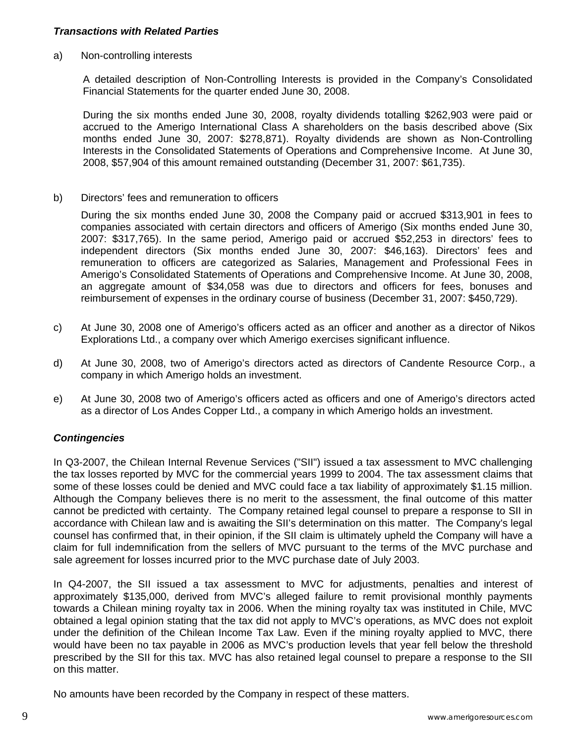### *Transactions with Related Parties*

a) Non-controlling interests

A detailed description of Non-Controlling Interests is provided in the Company's Consolidated Financial Statements for the quarter ended June 30, 2008.

During the six months ended June 30, 2008, royalty dividends totalling $262,903 were paid or accrued to the Amerigo International Class A shareholders on the basis described above (Six months ended June 30, 2007: $278,871). Royalty dividends are shown as Non-Controlling Interests in the Consolidated Statements of Operations and Comprehensive Income. At June 30, 2008, $57,904 of this amount remained outstanding (December 31, 2007: $61,735).

b) Directors' fees and remuneration to officers

During the six months ended June 30, 2008 the Company paid or accrued $313,901 in fees to companies associated with certain directors and officers of Amerigo (Six months ended June 30, 2007: $317,765). In the same period, Amerigo paid or accrued $52,253 in directors' fees to independent directors (Six months ended June 30, 2007: $46,163). Directors' fees and remuneration to officers are categorized as Salaries, Management and Professional Fees in Amerigo's Consolidated Statements of Operations and Comprehensive Income. At June 30, 2008, an aggregate amount of $34,058 was due to directors and officers for fees, bonuses and reimbursement of expenses in the ordinary course of business (December 31, 2007: $450,729).

c) At June 30, 2008 one of Amerigo's officers acted as an officer and another as a director of Nikos Explorations Ltd., a company over which Amerigo exercises significant influence.

d) At June 30, 2008, two of Amerigo's directors acted as directors of Candente Resource Corp., a company in which Amerigo holds an investment.

e) At June 30, 2008 two of Amerigo's officers acted as officers and one of Amerigo's directors acted as a director of Los Andes Copper Ltd., a company in which Amerigo holds an investment.

### *Contingencies*

In Q3-2007, the Chilean Internal Revenue Services ("SII") issued a tax assessment to MVC challenging the tax losses reported by MVC for the commercial years 1999 to 2004. The tax assessment claims that some of these losses could be denied and MVC could face a tax liability of approximately $1.15 million. Although the Company believes there is no merit to the assessment, the final outcome of this matter cannot be predicted with certainty. The Company retained legal counsel to prepare a response to SII in accordance with Chilean law and is awaiting the SII's determination on this matter. The Company's legal counsel has confirmed that, in their opinion, if the SII claim is ultimately upheld the Company will have a claim for full indemnification from the sellers of MVC pursuant to the terms of the MVC purchase and sale agreement for losses incurred prior to the MVC purchase date of July 2003.

In Q4-2007, the SII issued a tax assessment to MVC for adjustments, penalties and interest of approximately $135,000, derived from MVC's alleged failure to remit provisional monthly payments towards a Chilean mining royalty tax in 2006. When the mining royalty tax was instituted in Chile, MVC obtained a legal opinion stating that the tax did not apply to MVC's operations, as MVC does not exploit under the definition of the Chilean Income Tax Law. Even if the mining royalty applied to MVC, there would have been no tax payable in 2006 as MVC's production levels that year fell below the threshold prescribed by the SII for this tax. MVC has also retained legal counsel to prepare a response to the SII on this matter.

No amounts have been recorded by the Company in respect of these matters.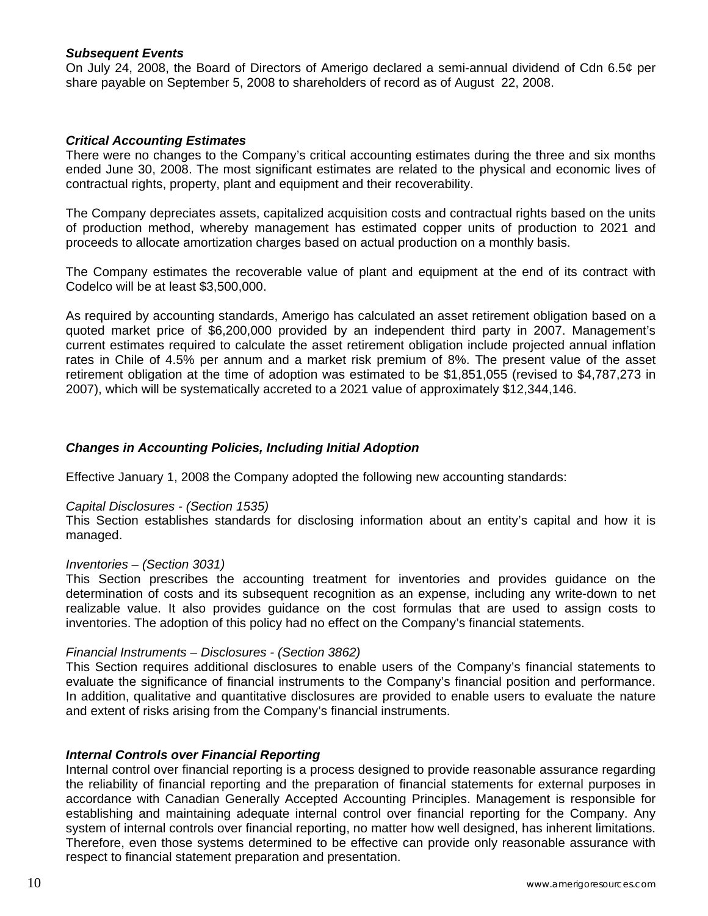***Subsequent Events***

On July 24, 2008, the Board of Directors of Amerigo declared a semi-annual dividend of Cdn 6.5¢ per share payable on September 5, 2008 to shareholders of record as of August 22, 2008.

***Critical Accounting Estimates***

There were no changes to the Company's critical accounting estimates during the three and six months ended June 30, 2008. The most significant estimates are related to the physical and economic lives of contractual rights, property, plant and equipment and their recoverability.

The Company depreciates assets, capitalized acquisition costs and contractual rights based on the units of production method, whereby management has estimated copper units of production to 2021 and proceeds to allocate amortization charges based on actual production on a monthly basis.

The Company estimates the recoverable value of plant and equipment at the end of its contract with Codelco will be at least $3,500,000.

As required by accounting standards, Amerigo has calculated an asset retirement obligation based on a quoted market price of $6,200,000 provided by an independent third party in 2007. Management's current estimates required to calculate the asset retirement obligation include projected annual inflation rates in Chile of 4.5% per annum and a market risk premium of 8%. The present value of the asset retirement obligation at the time of adoption was estimated to be $1,851,055 (revised to $4,787,273 in 2007), which will be systematically accreted to a 2021 value of approximately $12,344,146.

***Changes in Accounting Policies, Including Initial Adoption***

Effective January 1, 2008 the Company adopted the following new accounting standards:

*Capital Disclosures - (Section 1535)*

This Section establishes standards for disclosing information about an entity's capital and how it is managed.

*Inventories – (Section 3031)*

This Section prescribes the accounting treatment for inventories and provides guidance on the determination of costs and its subsequent recognition as an expense, including any write-down to net realizable value. It also provides guidance on the cost formulas that are used to assign costs to inventories. The adoption of this policy had no effect on the Company's financial statements.

*Financial Instruments – Disclosures - (Section 3862)*

This Section requires additional disclosures to enable users of the Company's financial statements to evaluate the significance of financial instruments to the Company's financial position and performance. In addition, qualitative and quantitative disclosures are provided to enable users to evaluate the nature and extent of risks arising from the Company's financial instruments.

***Internal Controls over Financial Reporting***

Internal control over financial reporting is a process designed to provide reasonable assurance regarding the reliability of financial reporting and the preparation of financial statements for external purposes in accordance with Canadian Generally Accepted Accounting Principles. Management is responsible for establishing and maintaining adequate internal control over financial reporting for the Company. Any system of internal controls over financial reporting, no matter how well designed, has inherent limitations. Therefore, even those systems determined to be effective can provide only reasonable assurance with respect to financial statement preparation and presentation.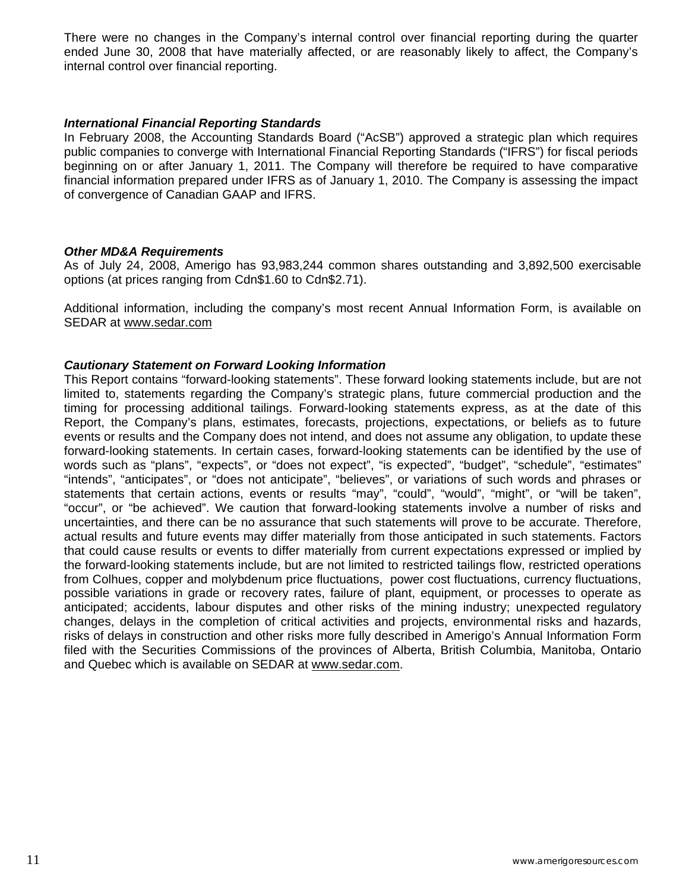There were no changes in the Company's internal control over financial reporting during the quarter ended June 30, 2008 that have materially affected, or are reasonably likely to affect, the Company's internal control over financial reporting.

***International Financial Reporting Standards***

In February 2008, the Accounting Standards Board ("AcSB") approved a strategic plan which requires public companies to converge with International Financial Reporting Standards ("IFRS") for fiscal periods beginning on or after January 1, 2011. The Company will therefore be required to have comparative financial information prepared under IFRS as of January 1, 2010. The Company is assessing the impact of convergence of Canadian GAAP and IFRS.

***Other MD&A Requirements***

As of July 24, 2008, Amerigo has 93,983,244 common shares outstanding and 3,892,500 exercisable options (at prices ranging from Cdn$1.60 to Cdn$2.71).

Additional information, including the company's most recent Annual Information Form, is available on SEDAR at www.sedar.com

***Cautionary Statement on Forward Looking Information***

This Report contains "forward-looking statements". These forward looking statements include, but are not limited to, statements regarding the Company's strategic plans, future commercial production and the timing for processing additional tailings. Forward-looking statements express, as at the date of this Report, the Company's plans, estimates, forecasts, projections, expectations, or beliefs as to future events or results and the Company does not intend, and does not assume any obligation, to update these forward-looking statements. In certain cases, forward-looking statements can be identified by the use of words such as "plans", "expects", or "does not expect", "is expected", "budget", "schedule", "estimates" "intends", "anticipates", or "does not anticipate", "believes", or variations of such words and phrases or statements that certain actions, events or results "may", "could", "would", "might", or "will be taken", "occur", or "be achieved". We caution that forward-looking statements involve a number of risks and uncertainties, and there can be no assurance that such statements will prove to be accurate. Therefore, actual results and future events may differ materially from those anticipated in such statements. Factors that could cause results or events to differ materially from current expectations expressed or implied by the forward-looking statements include, but are not limited to restricted tailings flow, restricted operations from Colhues, copper and molybdenum price fluctuations, power cost fluctuations, currency fluctuations, possible variations in grade or recovery rates, failure of plant, equipment, or processes to operate as anticipated; accidents, labour disputes and other risks of the mining industry; unexpected regulatory changes, delays in the completion of critical activities and projects, environmental risks and hazards, risks of delays in construction and other risks more fully described in Amerigo's Annual Information Form filed with the Securities Commissions of the provinces of Alberta, British Columbia, Manitoba, Ontario and Quebec which is available on SEDAR at www.sedar.com.